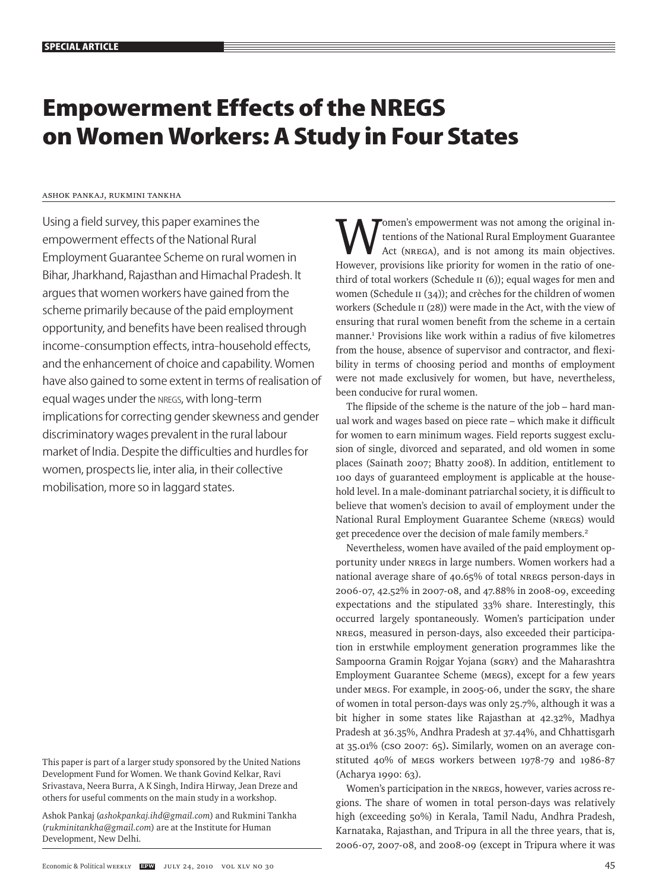# Empowerment Effects of the NREGS on Women Workers: A Study in Four States

ASHOK PANKAJ, RUKMINI TANKHA

Using a field survey, this paper examines the empowerment effects of the National Rural Employment Guarantee Scheme on rural women in Bihar, Jharkhand, Rajasthan and Himachal Pradesh. It argues that women workers have gained from the scheme primarily because of the paid employment opportunity, and benefits have been realised through income-consumption effects, intra-household effects, and the enhancement of choice and capability. Women have also gained to some extent in terms of realisation of equal wages under the NREGS, with long-term implications for correcting gender skewness and gender discriminatory wages prevalent in the rural labour market of India. Despite the difficulties and hurdles for women, prospects lie, inter alia, in their collective mobilisation, more so in laggard states.

Women's empowerment was not among the original intentions of the National Rural Employment Guarantee Act (NREGA), and is not among its main objectives. However, provisions like priority for women in the ratio of one-third of total workers (Schedule II (6)); equal wages for men and women (Schedule II (34)); and crèches for the children of women workers (Schedule II (28)) were made in the Act, with the view of ensuring that rural women benefit from the scheme in a certain manner.[1] Provisions like work within a radius of five kilometres from the house, absence of supervisor and contractor, and flexibility in terms of choosing period and months of employment were not made exclusively for women, but have, nevertheless, been conducive for rural women.

The flipside of the scheme is the nature of the job – hard manual work and wages based on piece rate – which make it difficult for women to earn minimum wages. Field reports suggest exclusion of single, divorced and separated, and old women in some places (Sainath 2007; Bhatty 2008). In addition, entitlement to 100 days of guaranteed employment is applicable at the household level. In a male-dominant patriarchal society, it is difficult to believe that women's decision to avail of employment under the National Rural Employment Guarantee Scheme (NREGS) would get precedence over the decision of male family members.[2]

Nevertheless, women have availed of the paid employment opportunity under NREGS in large numbers. Women workers had a national average share of 40.65% of total NREGS person-days in 2006-07, 42.52% in 2007-08, and 47.88% in 2008-09, exceeding expectations and the stipulated 33% share. Interestingly, this occurred largely spontaneously. Women's participation under NREGS, measured in person-days, also exceeded their participation in erstwhile employment generation programmes like the Sampoorna Gramin Rojgar Yojana (SGRY) and the Maharashtra Employment Guarantee Scheme (MEGS), except for a few years under MEGS. For example, in 2005-06, under the SGRY, the share of women in total person-days was only 25.7%, although it was a bit higher in some states like Rajasthan at 42.32%, Madhya Pradesh at 36.35%, Andhra Pradesh at 37.44%, and Chhattisgarh at 35.01% (CSO 2007: 65). Similarly, women on an average constituted 40% of MEGS workers between 1978-79 and 1986-87 (Acharya 1990: 63).

Women's participation in the NREGS, however, varies across regions. The share of women in total person-days was relatively high (exceeding 50%) in Kerala, Tamil Nadu, Andhra Pradesh, Karnataka, Rajasthan, and Tripura in all the three years, that is, 2006-07, 2007-08, and 2008-09 (except in Tripura where it was

This paper is part of a larger study sponsored by the United Nations Development Fund for Women. We thank Govind Kelkar, Ravi Srivastava, Neera Burra, A K Singh, Indira Hirway, Jean Dreze and others for useful comments on the main study in a workshop.

Ashok Pankaj (*ashokpankaj.ihd@gmail.com*) and Rukmini Tankha (*rukminitankha@gmail.com*) are at the Institute for Human Development, New Delhi.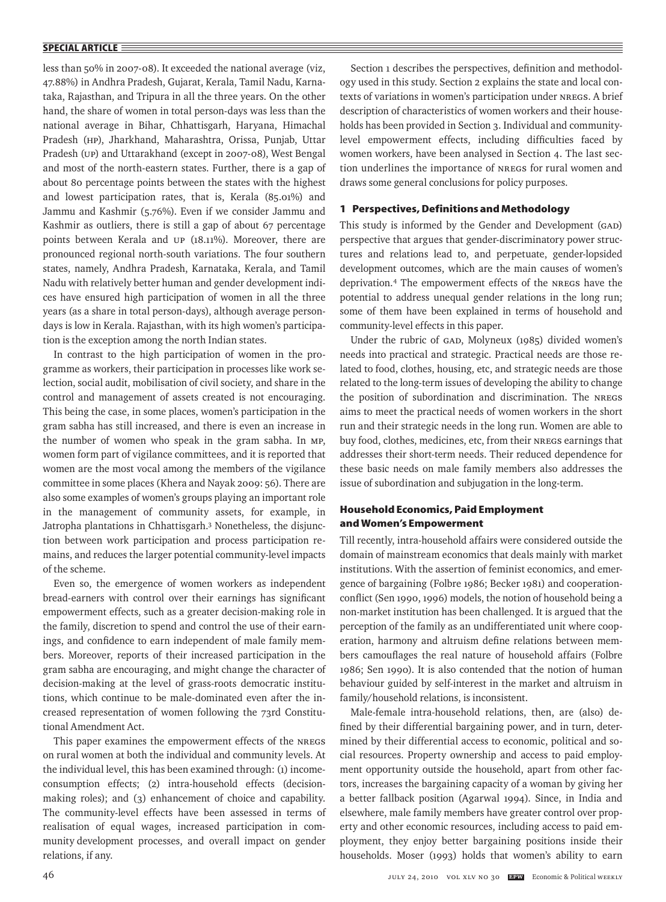less than 50% in 2007-08). It exceeded the national average (viz, 47.88%) in Andhra Pradesh, Gujarat, Kerala, Tamil Nadu, Karnataka, Rajasthan, and Tripura in all the three years. On the other hand, the share of women in total person-days was less than the national average in Bihar, Chhattisgarh, Haryana, Himachal Pradesh (HP), Jharkhand, Maharashtra, Orissa, Punjab, Uttar Pradesh (UP) and Uttarakhand (except in 2007-08), West Bengal and most of the north-eastern states. Further, there is a gap of about 80 percentage points between the states with the highest and lowest participation rates, that is, Kerala (85.01%) and Jammu and Kashmir (5.76%). Even if we consider Jammu and Kashmir as outliers, there is still a gap of about 67 percentage points between Kerala and UP (18.11%). Moreover, there are pronounced regional north-south variations. The four southern states, namely, Andhra Pradesh, Karnataka, Kerala, and Tamil Nadu with relatively better human and gender development indices have ensured high participation of women in all the three years (as a share in total person-days), although average person-days is low in Kerala. Rajasthan, with its high women's participation is the exception among the north Indian states.

In contrast to the high participation of women in the programme as workers, their participation in processes like work selection, social audit, mobilisation of civil society, and share in the control and management of assets created is not encouraging. This being the case, in some places, women's participation in the gram sabha has still increased, and there is even an increase in the number of women who speak in the gram sabha. In MP, women form part of vigilance committees, and it is reported that women are the most vocal among the members of the vigilance committee in some places (Khera and Nayak 2009: 56). There are also some examples of women's groups playing an important role in the management of community assets, for example, in Jatropha plantations in Chhattisgarh.[3] Nonetheless, the disjunction between work participation and process participation remains, and reduces the larger potential community-level impacts of the scheme.

Even so, the emergence of women workers as independent bread-earners with control over their earnings has significant empowerment effects, such as a greater decision-making role in the family, discretion to spend and control the use of their earnings, and confidence to earn independent of male family members. Moreover, reports of their increased participation in the gram sabha are encouraging, and might change the character of decision-making at the level of grass-roots democratic institutions, which continue to be male-dominated even after the increased representation of women following the 73rd Constitutional Amendment Act.

This paper examines the empowerment effects of the NREGS on rural women at both the individual and community levels. At the individual level, this has been examined through: (1) income-consumption effects; (2) intra-household effects (decision-making roles); and (3) enhancement of choice and capability. The community-level effects have been assessed in terms of realisation of equal wages, increased participation in community development processes, and overall impact on gender relations, if any.

Section 1 describes the perspectives, definition and methodology used in this study. Section 2 explains the state and local contexts of variations in women's participation under NREGS. A brief description of characteristics of women workers and their households has been provided in Section 3. Individual and community-level empowerment effects, including difficulties faced by women workers, have been analysed in Section 4. The last section underlines the importance of NREGS for rural women and draws some general conclusions for policy purposes.

## 1 Perspectives, Definitions and Methodology

This study is informed by the Gender and Development (GAD) perspective that argues that gender-discriminatory power structures and relations lead to, and perpetuate, gender-lopsided development outcomes, which are the main causes of women's deprivation.[4] The empowerment effects of the NREGS have the potential to address unequal gender relations in the long run; some of them have been explained in terms of household and community-level effects in this paper.

Under the rubric of GAD, Molyneux (1985) divided women's needs into practical and strategic. Practical needs are those related to food, clothes, housing, etc, and strategic needs are those related to the long-term issues of developing the ability to change the position of subordination and discrimination. The NREGS aims to meet the practical needs of women workers in the short run and their strategic needs in the long run. Women are able to buy food, clothes, medicines, etc, from their NREGS earnings that addresses their short-term needs. Their reduced dependence for these basic needs on male family members also addresses the issue of subordination and subjugation in the long-term.

### Household Economics, Paid Employment and Women's Empowerment

Till recently, intra-household affairs were considered outside the domain of mainstream economics that deals mainly with market institutions. With the assertion of feminist economics, and emergence of bargaining (Folbre 1986; Becker 1981) and cooperation-conflict (Sen 1990, 1996) models, the notion of household being a non-market institution has been challenged. It is argued that the perception of the family as an undifferentiated unit where cooperation, harmony and altruism define relations between members camouflages the real nature of household affairs (Folbre 1986; Sen 1990). It is also contended that the notion of human behaviour guided by self-interest in the market and altruism in family/household relations, is inconsistent.

Male-female intra-household relations, then, are (also) defined by their differential bargaining power, and in turn, determined by their differential access to economic, political and social resources. Property ownership and access to paid employment opportunity outside the household, apart from other factors, increases the bargaining capacity of a woman by giving her a better fallback position (Agarwal 1994). Since, in India and elsewhere, male family members have greater control over property and other economic resources, including access to paid employment, they enjoy better bargaining positions inside their households. Moser (1993) holds that women's ability to earn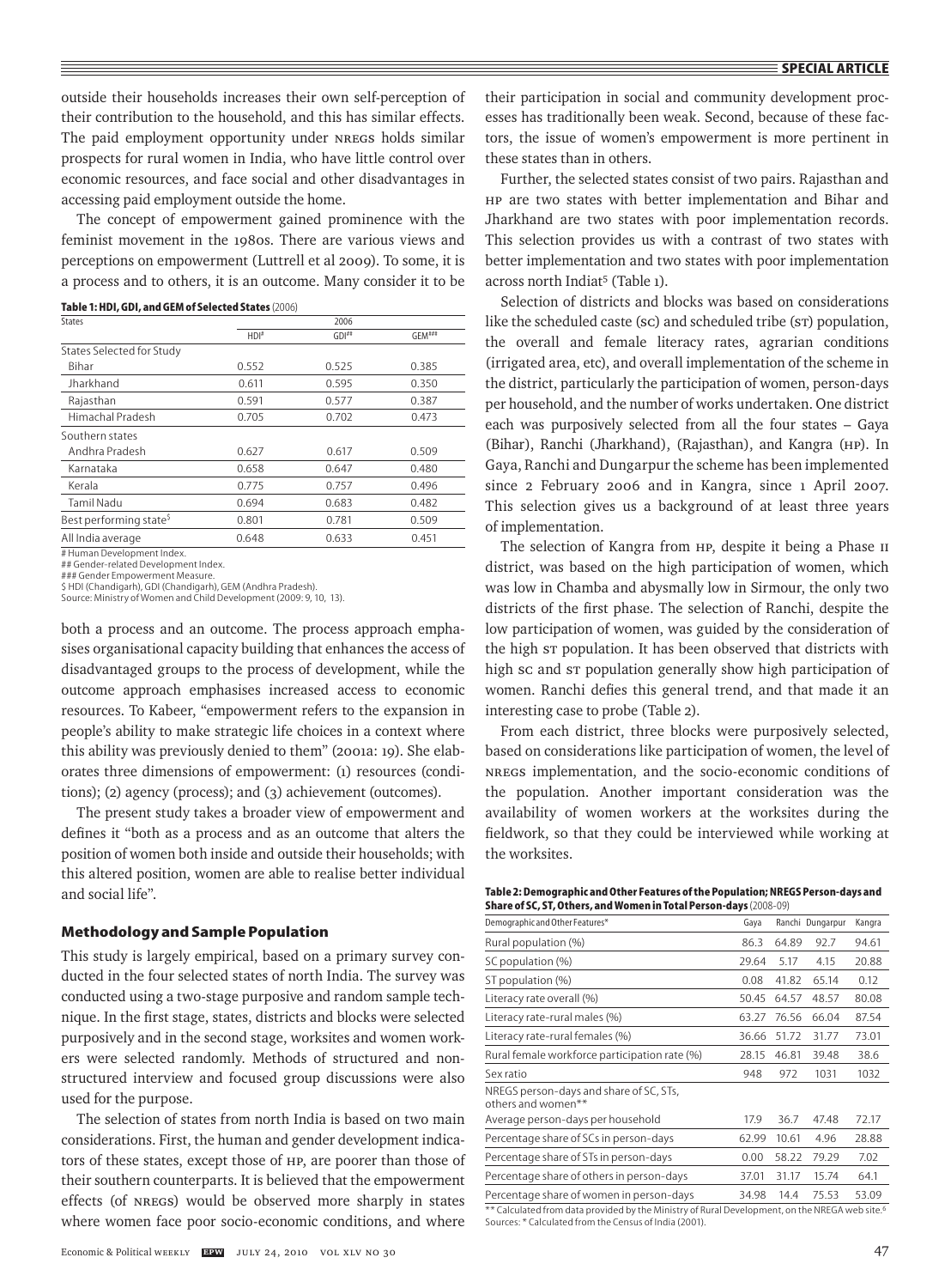outside their households increases their own self-perception of their contribution to the household, and this has similar effects. The paid employment opportunity under NREGS holds similar prospects for rural women in India, who have little control over economic resources, and face social and other disadvantages in accessing paid employment outside the home.

The concept of empowerment gained prominence with the feminist movement in the 1980s. There are various views and perceptions on empowerment (Luttrell et al 2009). To some, it is a process and to others, it is an outcome. Many consider it to be both a process and an outcome. The process approach emphasises organisational capacity building that enhances the access of disadvantaged groups to the process of development, while the outcome approach emphasises increased access to economic resources. To Kabeer, "empowerment refers to the expansion in people's ability to make strategic life choices in a context where this ability was previously denied to them" (2001a: 19). She elaborates three dimensions of empowerment: (1) resources (conditions); (2) agency (process); and (3) achievement (outcomes).

**Table 1: HDI, GDI, and GEM of Selected States** (2006)

| States | 2006 | | |
|---|---|---|---|
| | HDI# | GDI## | GEM### |
| States Selected for Study | | | |
| Bihar | 0.552 | 0.525 | 0.385 |
| Jharkhand | 0.611 | 0.595 | 0.350 |
| Rajasthan | 0.591 | 0.577 | 0.387 |
| Himachal Pradesh | 0.705 | 0.702 | 0.473 |
| Southern states | | | |
| Andhra Pradesh | 0.627 | 0.617 | 0.509 |
| Karnataka | 0.658 | 0.647 | 0.480 |
| Kerala | 0.775 | 0.757 | 0.496 |
| Tamil Nadu | 0.694 | 0.683 | 0.482 |
| Best performing state$ | 0.801 | 0.781 | 0.509 |
| All India average | 0.648 | 0.633 | 0.451 |

# Human Development Index.
## Gender-related Development Index.
### Gender Empowerment Measure.
$ HDI (Chandigarh), GDI (Chandigarh), GEM (Andhra Pradesh).
Source: Ministry of Women and Child Development (2009: 9, 10, 13).

The present study takes a broader view of empowerment and defines it "both as a process and as an outcome that alters the position of women both inside and outside their households; with this altered position, women are able to realise better individual and social life".

## Methodology and Sample Population

This study is largely empirical, based on a primary survey conducted in the four selected states of north India. The survey was conducted using a two-stage purposive and random sample technique. In the first stage, states, districts and blocks were selected purposively and in the second stage, worksites and women workers were selected randomly. Methods of structured and nonstructured interview and focused group discussions were also used for the purpose.

The selection of states from north India is based on two main considerations. First, the human and gender development indicators of these states, except those of HP, are poorer than those of their southern counterparts. It is believed that the empowerment effects (of NREGS) would be observed more sharply in states where women face poor socio-economic conditions, and where their participation in social and community development processes has traditionally been weak. Second, because of these factors, the issue of women's empowerment is more pertinent in these states than in others.

Further, the selected states consist of two pairs. Rajasthan and HP are two states with better implementation and Bihar and Jharkhand are two states with poor implementation records. This selection provides us with a contrast of two states with better implementation and two states with poor implementation across north Indiat[5] (Table 1).

Selection of districts and blocks was based on considerations like the scheduled caste (SC) and scheduled tribe (ST) population, the overall and female literacy rates, agrarian conditions (irrigated area, etc), and overall implementation of the scheme in the district, particularly the participation of women, person-days per household, and the number of works undertaken. One district each was purposively selected from all the four states – Gaya (Bihar), Ranchi (Jharkhand), (Rajasthan), and Kangra (HP). In Gaya, Ranchi and Dungarpur the scheme has been implemented since 2 February 2006 and in Kangra, since 1 April 2007. This selection gives us a background of at least three years of implementation.

The selection of Kangra from HP, despite it being a Phase II district, was based on the high participation of women, which was low in Chamba and abysmally low in Sirmour, the only two districts of the first phase. The selection of Ranchi, despite the low participation of women, was guided by the consideration of the high ST population. It has been observed that districts with high SC and ST population generally show high participation of women. Ranchi defies this general trend, and that made it an interesting case to probe (Table 2).

From each district, three blocks were purposively selected, based on considerations like participation of women, the level of NREGS implementation, and the socio-economic conditions of the population. Another important consideration was the availability of women workers at the worksites during the fieldwork, so that they could be interviewed while working at the worksites.

**Table 2: Demographic and Other Features of the Population; NREGS Person-days and Share of SC, ST, Others, and Women in Total Person-days** (2008-09)

| Demographic and Other Features* | Gaya | Ranchi | Dungarpur | Kangra |
|---|---|---|---|---|
| Rural population (%) | 86.3 | 64.89 | 92.7 | 94.61 |
| SC population (%) | 29.64 | 5.17 | 4.15 | 20.88 |
| ST population (%) | 0.08 | 41.82 | 65.14 | 0.12 |
| Literacy rate overall (%) | 50.45 | 64.57 | 48.57 | 80.08 |
| Literacy rate-rural males (%) | 63.27 | 76.56 | 66.04 | 87.54 |
| Literacy rate-rural females (%) | 36.66 | 51.72 | 31.77 | 73.01 |
| Rural female workforce participation rate (%) | 28.15 | 46.81 | 39.48 | 38.6 |
| Sex ratio | 948 | 972 | 1031 | 1032 |
| NREGS person-days and share of SC, STs, others and women** | | | | |
| Average person-days per household | 17.9 | 36.7 | 47.48 | 72.17 |
| Percentage share of SCs in person-days | 62.99 | 10.61 | 4.96 | 28.88 |
| Percentage share of STs in person-days | 0.00 | 58.22 | 79.29 | 7.02 |
| Percentage share of others in person-days | 37.01 | 31.17 | 15.74 | 64.1 |
| Percentage share of women in person-days | 34.98 | 14.4 | 75.53 | 53.09 |

** Calculated from data provided by the Ministry of Rural Development, on the NREGA web site.[6]
Sources: * Calculated from the Census of India (2001).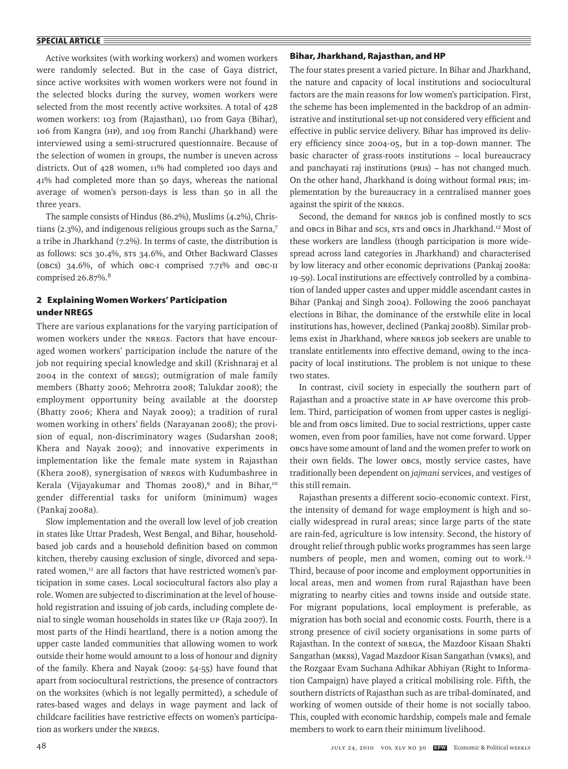Active worksites (with working workers) and women workers were randomly selected. But in the case of Gaya district, since active worksites with women workers were not found in the selected blocks during the survey, women workers were selected from the most recently active worksites. A total of 428 women workers: 103 from (Rajasthan), 110 from Gaya (Bihar), 106 from Kangra (HP), and 109 from Ranchi (Jharkhand) were interviewed using a semi-structured questionnaire. Because of the selection of women in groups, the number is uneven across districts. Out of 428 women, 11% had completed 100 days and 41% had completed more than 50 days, whereas the national average of women's person-days is less than 50 in all the three years.

The sample consists of Hindus (86.2%), Muslims (4.2%), Christians (2.3%), and indigenous religious groups such as the Sarna,[7] a tribe in Jharkhand (7.2%). In terms of caste, the distribution is as follows: SCs 30.4%, STs 34.6%, and Other Backward Classes (OBCs) 34.6%, of which OBC-I comprised 7.71% and OBC-II comprised 26.87%.[8]

## 2 Explaining Women Workers' Participation under NREGS

There are various explanations for the varying participation of women workers under the NREGS. Factors that have encouraged women workers' participation include the nature of the job not requiring special knowledge and skill (Krishnaraj et al 2004 in the context of MEGS); outmigration of male family members (Bhatty 2006; Mehrotra 2008; Talukdar 2008); the employment opportunity being available at the doorstep (Bhatty 2006; Khera and Nayak 2009); a tradition of rural women working in others' fields (Narayanan 2008); the provision of equal, non-discriminatory wages (Sudarshan 2008; Khera and Nayak 2009); and innovative experiments in implementation like the female mate system in Rajasthan (Khera 2008), synergisation of NREGS with Kudumbashree in Kerala (Vijayakumar and Thomas 2008),[9] and in Bihar,[10] gender differential tasks for uniform (minimum) wages (Pankaj 2008a).

Slow implementation and the overall low level of job creation in states like Uttar Pradesh, West Bengal, and Bihar, household-based job cards and a household definition based on common kitchen, thereby causing exclusion of single, divorced and separated women,[11] are all factors that have restricted women's participation in some cases. Local sociocultural factors also play a role. Women are subjected to discrimination at the level of household registration and issuing of job cards, including complete denial to single woman households in states like UP (Raja 2007). In most parts of the Hindi heartland, there is a notion among the upper caste landed communities that allowing women to work outside their home would amount to a loss of honour and dignity of the family. Khera and Nayak (2009: 54-55) have found that apart from sociocultural restrictions, the presence of contractors on the worksites (which is not legally permitted), a schedule of rates-based wages and delays in wage payment and lack of childcare facilities have restrictive effects on women's participation as workers under the NREGS.

### Bihar, Jharkhand, Rajasthan, and HP

The four states present a varied picture. In Bihar and Jharkhand, the nature and capacity of local institutions and sociocultural factors are the main reasons for low women's participation. First, the scheme has been implemented in the backdrop of an administrative and institutional set-up not considered very efficient and effective in public service delivery. Bihar has improved its delivery efficiency since 2004-05, but in a top-down manner. The basic character of grass-roots institutions – local bureaucracy and panchayati raj institutions (PRIs) – has not changed much. On the other hand, Jharkhand is doing without formal PRIs; implementation by the bureaucracy in a centralised manner goes against the spirit of the NREGS.

Second, the demand for NREGS job is confined mostly to SCs and OBCs in Bihar and SCs, STs and OBCs in Jharkhand.[12] Most of these workers are landless (though participation is more widespread across land categories in Jharkhand) and characterised by low literacy and other economic deprivations (Pankaj 2008a: 19-59). Local institutions are effectively controlled by a combination of landed upper castes and upper middle ascendant castes in Bihar (Pankaj and Singh 2004). Following the 2006 panchayat elections in Bihar, the dominance of the erstwhile elite in local institutions has, however, declined (Pankaj 2008b). Similar problems exist in Jharkhand, where NREGS job seekers are unable to translate entitlements into effective demand, owing to the incapacity of local institutions. The problem is not unique to these two states.

In contrast, civil society in especially the southern part of Rajasthan and a proactive state in AP have overcome this problem. Third, participation of women from upper castes is negligible and from OBCs limited. Due to social restrictions, upper caste women, even from poor families, have not come forward. Upper OBCs have some amount of land and the women prefer to work on their own fields. The lower OBCs, mostly service castes, have traditionally been dependent on *jajmani* services, and vestiges of this still remain.

Rajasthan presents a different socio-economic context. First, the intensity of demand for wage employment is high and socially widespread in rural areas; since large parts of the state are rain-fed, agriculture is low intensity. Second, the history of drought relief through public works programmes has seen large numbers of people, men and women, coming out to work.[13] Third, because of poor income and employment opportunities in local areas, men and women from rural Rajasthan have been migrating to nearby cities and towns inside and outside state. For migrant populations, local employment is preferable, as migration has both social and economic costs. Fourth, there is a strong presence of civil society organisations in some parts of Rajasthan. In the context of NREGA, the Mazdoor Kisaan Shakti Sangathan (MKSS), Vagad Mazdoor Kisan Sangathan (VMKS), and the Rozgaar Evam Suchana Adhikar Abhiyan (Right to Information Campaign) have played a critical mobilising role. Fifth, the southern districts of Rajasthan such as are tribal-dominated, and working of women outside of their home is not socially taboo. This, coupled with economic hardship, compels male and female members to work to earn their minimum livelihood.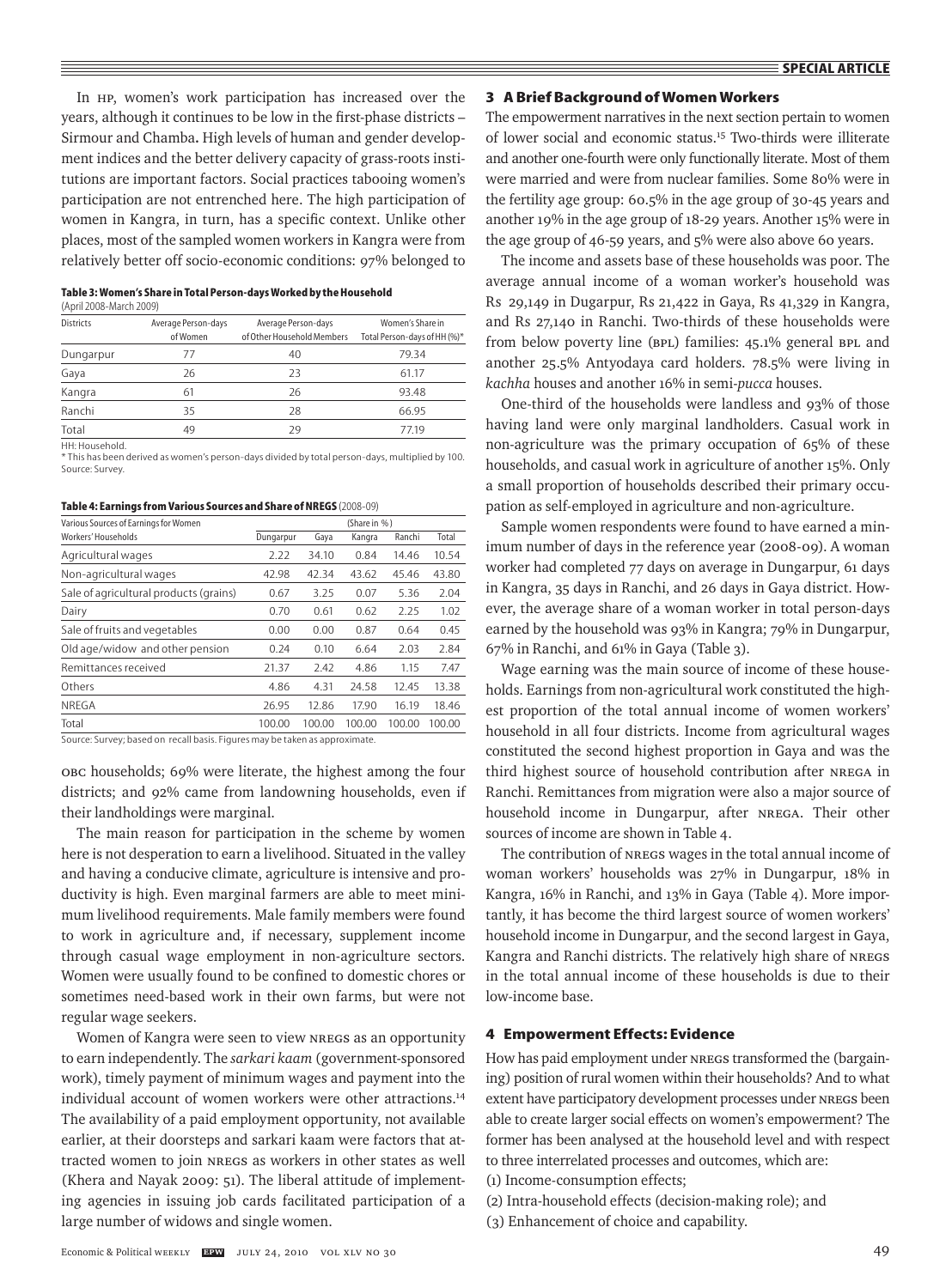In HP, women's work participation has increased over the years, although it continues to be low in the first-phase districts – Sirmour and Chamba. High levels of human and gender development indices and the better delivery capacity of grass-roots institutions are important factors. Social practices tabooing women's participation are not entrenched here. The high participation of women in Kangra, in turn, has a specific context. Unlike other places, most of the sampled women workers in Kangra were from relatively better off socio-economic conditions: 97% belonged to OBC households; 69% were literate, the highest among the four districts; and 92% came from landowning households, even if their landholdings were marginal.

**Table 3: Women's Share in Total Person-days Worked by the Household** (April 2008-March 2009)

| Districts | Average Person-days of Women | Average Person-days of Other Household Members | Women's Share in Total Person-days of HH (%)* |
|---|---|---|---|
| Dungarpur | 77 | 40 | 79.34 |
| Gaya | 26 | 23 | 61.17 |
| Kangra | 61 | 26 | 93.48 |
| Ranchi | 35 | 28 | 66.95 |
| Total | 49 | 29 | 77.19 |

HH: Household.
* This has been derived as women's person-days divided by total person-days, multiplied by 100.
Source: Survey.

**Table 4: Earnings from Various Sources and Share of NREGS** (2008-09)

| Various Sources of Earnings for Women Workers' Households | (Share in %) | | | | |
|---|---|---|---|---|---|
| | Dungarpur | Gaya | Kangra | Ranchi | Total |
| Agricultural wages | 2.22 | 34.10 | 0.84 | 14.46 | 10.54 |
| Non-agricultural wages | 42.98 | 42.34 | 43.62 | 45.46 | 43.80 |
| Sale of agricultural products (grains) | 0.67 | 3.25 | 0.07 | 5.36 | 2.04 |
| Dairy | 0.70 | 0.61 | 0.62 | 2.25 | 1.02 |
| Sale of fruits and vegetables | 0.00 | 0.00 | 0.87 | 0.64 | 0.45 |
| Old age/widow and other pension | 0.24 | 0.10 | 6.64 | 2.03 | 2.84 |
| Remittances received | 21.37 | 2.42 | 4.86 | 1.15 | 7.47 |
| Others | 4.86 | 4.31 | 24.58 | 12.45 | 13.38 |
| NREGA | 26.95 | 12.86 | 17.90 | 16.19 | 18.46 |
| Total | 100.00 | 100.00 | 100.00 | 100.00 | 100.00 |

Source: Survey; based on recall basis. Figures may be taken as approximate.

The main reason for participation in the scheme by women here is not desperation to earn a livelihood. Situated in the valley and having a conducive climate, agriculture is intensive and productivity is high. Even marginal farmers are able to meet minimum livelihood requirements. Male family members were found to work in agriculture and, if necessary, supplement income through casual wage employment in non-agriculture sectors. Women were usually found to be confined to domestic chores or sometimes need-based work in their own farms, but were not regular wage seekers.

Women of Kangra were seen to view NREGS as an opportunity to earn independently. The *sarkari kaam* (government-sponsored work), timely payment of minimum wages and payment into the individual account of women workers were other attractions.[14] The availability of a paid employment opportunity, not available earlier, at their doorsteps and sarkari kaam were factors that attracted women to join NREGS as workers in other states as well (Khera and Nayak 2009: 51). The liberal attitude of implementing agencies in issuing job cards facilitated participation of a large number of widows and single women.

## 3 A Brief Background of Women Workers

The empowerment narratives in the next section pertain to women of lower social and economic status.[15] Two-thirds were illiterate and another one-fourth were only functionally literate. Most of them were married and were from nuclear families. Some 80% were in the fertility age group: 60.5% in the age group of 30-45 years and another 19% in the age group of 18-29 years. Another 15% were in the age group of 46-59 years, and 5% were also above 60 years.

The income and assets base of these households was poor. The average annual income of a woman worker's household was Rs 29,149 in Dugarpur, Rs 21,422 in Gaya, Rs 41,329 in Kangra, and Rs 27,140 in Ranchi. Two-thirds of these households were from below poverty line (BPL) families: 45.1% general BPL and another 25.5% Antyodaya card holders. 78.5% were living in *kachha* houses and another 16% in semi-*pucca* houses.

One-third of the households were landless and 93% of those having land were only marginal landholders. Casual work in non-agriculture was the primary occupation of 65% of these households, and casual work in agriculture of another 15%. Only a small proportion of households described their primary occupation as self-employed in agriculture and non-agriculture.

Sample women respondents were found to have earned a minimum number of days in the reference year (2008-09). A woman worker had completed 77 days on average in Dungarpur, 61 days in Kangra, 35 days in Ranchi, and 26 days in Gaya district. However, the average share of a woman worker in total person-days earned by the household was 93% in Kangra; 79% in Dungarpur, 67% in Ranchi, and 61% in Gaya (Table 3).

Wage earning was the main source of income of these households. Earnings from non-agricultural work constituted the highest proportion of the total annual income of women workers' household in all four districts. Income from agricultural wages constituted the second highest proportion in Gaya and was the third highest source of household contribution after NREGA in Ranchi. Remittances from migration were also a major source of household income in Dungarpur, after NREGA. Their other sources of income are shown in Table 4.

The contribution of NREGS wages in the total annual income of women workers' households was 27% in Dungarpur, 18% in Kangra, 16% in Ranchi, and 13% in Gaya (Table 4). More importantly, it has become the third largest source of women workers' household income in Dungarpur, and the second largest in Gaya, Kangra and Ranchi districts. The relatively high share of NREGS in the total annual income of these households is due to their low-income base.

## 4 Empowerment Effects: Evidence

How has paid employment under NREGS transformed the (bargaining) position of rural women within their households? And to what extent have participatory development processes under NREGS been able to create larger social effects on women's empowerment? The former has been analysed at the household level and with respect to three interrelated processes and outcomes, which are:

(1) Income-consumption effects;
(2) Intra-household effects (decision-making role); and
(3) Enhancement of choice and capability.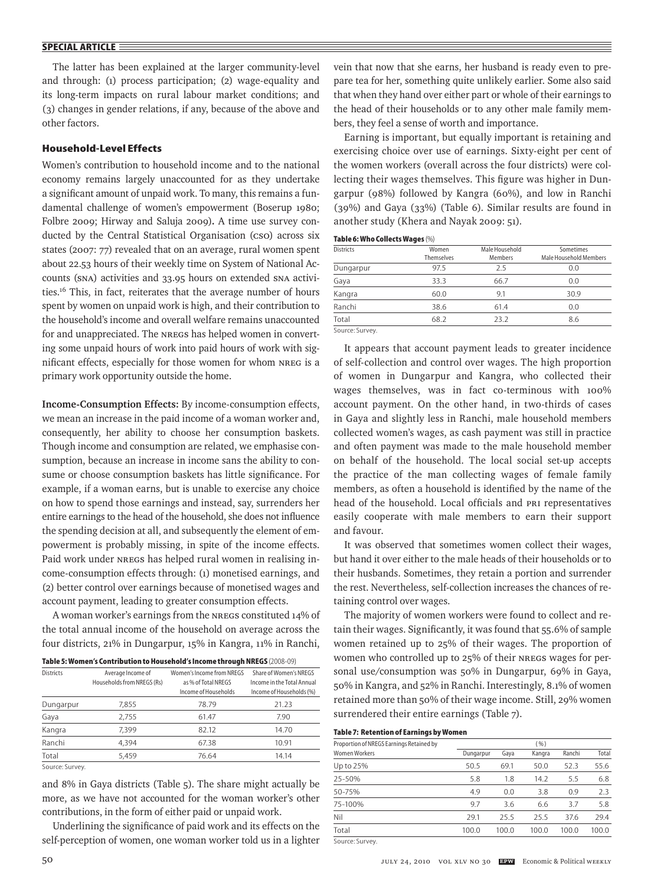The latter has been explained at the larger community-level and through: (1) process participation; (2) wage-equality and its long-term impacts on rural labour market conditions; and (3) changes in gender relations, if any, because of the above and other factors.

## Household-Level Effects

Women's contribution to household income and to the national economy remains largely unaccounted for as they undertake a significant amount of unpaid work. To many, this remains a fundamental challenge of women's empowerment (Boserup 1980; Folbre 2009; Hirway and Saluja 2009). A time use survey conducted by the Central Statistical Organisation (CSO) across six states (2007: 77) revealed that on an average, rural women spent about 22.53 hours of their weekly time on System of National Accounts (SNA) activities and 33.95 hours on extended SNA activities.[16] This, in fact, reiterates that the average number of hours spent by women on unpaid work is high, and their contribution to the household's income and overall welfare remains unaccounted for and unappreciated. The NREGS has helped women in converting some unpaid hours of work into paid hours of work with significant effects, especially for those women for whom NREG is a primary work opportunity outside the home.

**Income-Consumption Effects:** By income-consumption effects, we mean an increase in the paid income of a woman worker and, consequently, her ability to choose her consumption baskets. Though income and consumption are related, we emphasise consumption, because an increase in income sans the ability to consume or choose consumption baskets has little significance. For example, if a woman earns, but is unable to exercise any choice on how to spend those earnings and instead, say, surrenders her entire earnings to the head of the household, she does not influence the spending decision at all, and subsequently the element of empowerment is probably missing, in spite of the income effects. Paid work under NREGS has helped rural women in realising income-consumption effects through: (1) monetised earnings, and (2) better control over earnings because of monetised wages and account payment, leading to greater consumption effects.

A woman worker's earnings from the NREGS constituted 14% of the total annual income of the household on average across the four districts, 21% in Dungarpur, 15% in Kangra, 11% in Ranchi,

**Table 5: Women's Contribution to Household's Income through NREGS** (2008-09)

| Districts | Average Income of Households from NREGS (Rs) | Women's Income from NREGS as % of Total NREGS Income of Households | Share of Women's NREGS Income in the Total Annual Income of Households (%) |
|---|---|---|---|
| Dungarpur | 7,855 | 78.79 | 21.23 |
| Gaya | 2,755 | 61.47 | 7.90 |
| Kangra | 7,399 | 82.12 | 14.70 |
| Ranchi | 4,394 | 67.38 | 10.91 |
| Total | 5,459 | 76.64 | 14.14 |

Source: Survey.

and 8% in Gaya districts (Table 5). The share might actually be more, as we have not accounted for the woman worker's other contributions, in the form of either paid or unpaid work.

Underlining the significance of paid work and its effects on the self-perception of women, one woman worker told us in a lighter vein that now that she earns, her husband is ready even to prepare tea for her, something quite unlikely earlier. Some also said that when they hand over either part or whole of their earnings to the head of their households or to any other male family members, they feel a sense of worth and importance.

Earning is important, but equally important is retaining and exercising choice over use of earnings. Sixty-eight per cent of the women workers (overall across the four districts) were collecting their wages themselves. This figure was higher in Dungarpur (98%) followed by Kangra (60%), and low in Ranchi (39%) and Gaya (33%) (Table 6). Similar results are found in another study (Khera and Nayak 2009: 51).

**Table 6: Who Collects Wages** (%)

| Districts | Women Themselves | Male Household Members | Sometimes Male Household Members |
|---|---|---|---|
| Dungarpur | 97.5 | 2.5 | 0.0 |
| Gaya | 33.3 | 66.7 | 0.0 |
| Kangra | 60.0 | 9.1 | 30.9 |
| Ranchi | 38.6 | 61.4 | 0.0 |
| Total | 68.2 | 23.2 | 8.6 |

Source: Survey.

It appears that account payment leads to greater incidence of self-collection and control over wages. The high proportion of women in Dungarpur and Kangra, who collected their wages themselves, was in fact co-terminous with 100% account payment. On the other hand, in two-thirds of cases in Gaya and slightly less in Ranchi, male household members collected women's wages, as cash payment was still in practice and often payment was made to the male household member on behalf of the household. The local social set-up accepts the practice of the man collecting wages of female family members, as often a household is identified by the name of the head of the household. Local officials and PRI representatives easily cooperate with male members to earn their support and favour.

It was observed that sometimes women collect their wages, but hand it over either to the male heads of their households or to their husbands. Sometimes, they retain a portion and surrender the rest. Nevertheless, self-collection increases the chances of retaining control over wages.

The majority of women workers were found to collect and retain their wages. Significantly, it was found that 55.6% of sample women retained up to 25% of their wages. The proportion of women who controlled up to 25% of their NREGS wages for personal use/consumption was 50% in Dungarpur, 69% in Gaya, 50% in Kangra, and 52% in Ranchi. Interestingly, 8.1% of women retained more than 50% of their wage income. Still, 29% women surrendered their entire earnings (Table 7).

**Table 7: Retention of Earnings by Women**

| Proportion of NREGS Earnings Retained by Women Workers | (%) | | | | |
|---|---|---|---|---|---|
| | Dungarpur | Gaya | Kangra | Ranchi | Total |
| Up to 25% | 50.5 | 69.1 | 50.0 | 52.3 | 55.6 |
| 25-50% | 5.8 | 1.8 | 14.2 | 5.5 | 6.8 |
| 50-75% | 4.9 | 0.0 | 3.8 | 0.9 | 2.3 |
| 75-100% | 9.7 | 3.6 | 6.6 | 3.7 | 5.8 |
| Nil | 29.1 | 25.5 | 25.5 | 37.6 | 29.4 |
| Total | 100.0 | 100.0 | 100.0 | 100.0 | 100.0 |

Source: Survey.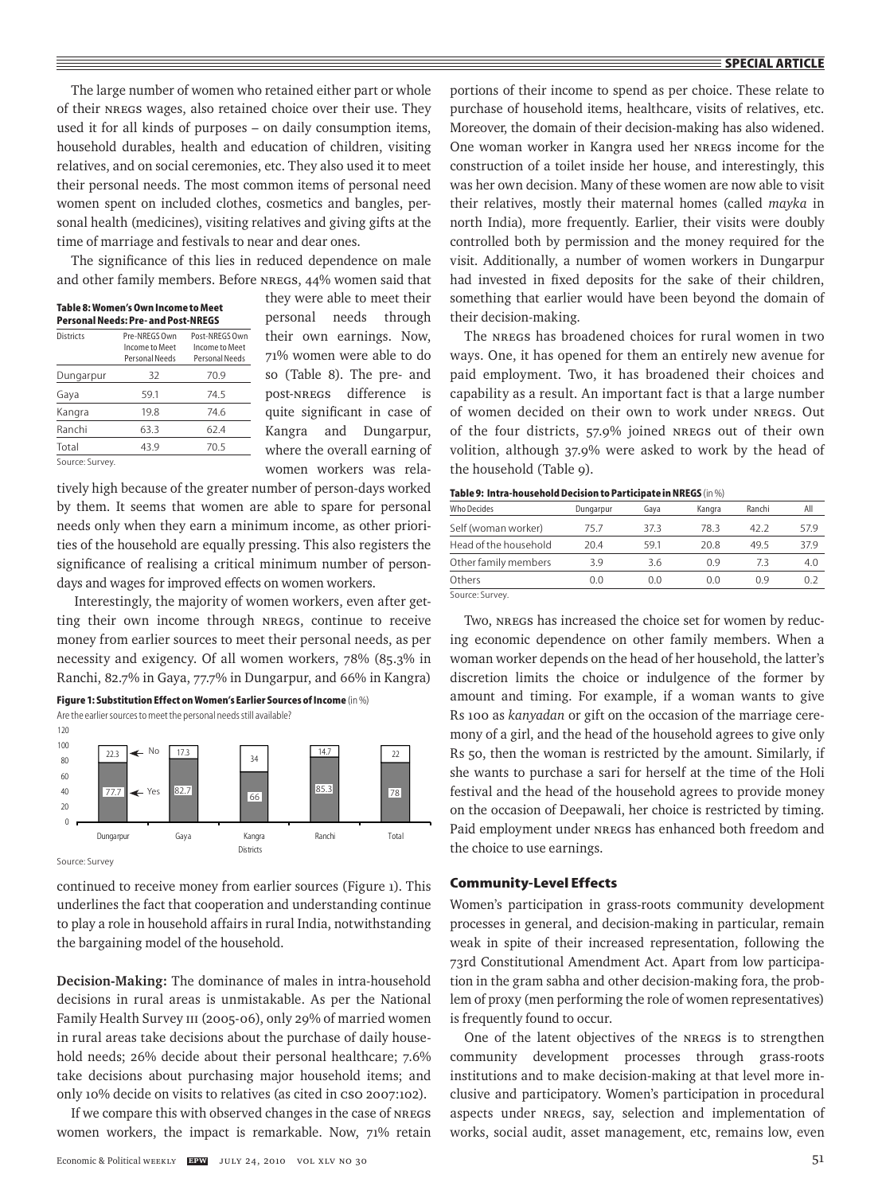The large number of women who retained either part or whole of their NREGS wages, also retained choice over their use. They used it for all kinds of purposes – on daily consumption items, household durables, health and education of children, visiting relatives, and on social ceremonies, etc. They also used it to meet their personal needs. The most common items of personal need women spent on included clothes, cosmetics and bangles, personal health (medicines), visiting relatives and giving gifts at the time of marriage and festivals to near and dear ones.

The significance of this lies in reduced dependence on male and other family members. Before NREGS, 44% women said that they were able to meet their personal needs through their own earnings. Now, 71% women were able to do so (Table 8). The pre- and post-NREGS difference is quite significant in case of Kangra and Dungarpur, where the overall earning of women workers was relatively high because of the greater number of person-days worked by them. It seems that women are able to spare for personal needs only when they earn a minimum income, as other priorities of the household are equally pressing. This also registers the significance of realising a critical minimum number of person-days and wages for improved effects on women workers.

**Table 8: Women's Own Income to Meet Personal Needs: Pre- and Post-NREGS**

| Districts | Pre-NREGS Own Income to Meet Personal Needs | Post-NREGS Own Income to Meet Personal Needs |
|---|---|---|
| Dungarpur | 32 | 70.9 |
| Gaya | 59.1 | 74.5 |
| Kangra | 19.8 | 74.6 |
| Ranchi | 63.3 | 62.4 |
| Total | 43.9 | 70.5 |

Source: Survey.

Interestingly, the majority of women workers, even after getting their own income through NREGS, continue to receive money from earlier sources to meet their personal needs, as per necessity and exigency. Of all women workers, 78% (85.3% in Ranchi, 82.7% in Gaya, 77.7% in Dungarpur, and 66% in Kangra) continued to receive money from earlier sources (Figure 1). This underlines the fact that cooperation and understanding continue to play a role in household affairs in rural India, notwithstanding the bargaining model of the household.

**Figure 1: Substitution Effect on Women's Earlier Sources of Income** (in %)

Are the earlier sources to meet the personal needs still available?

| Districts | Yes | No |
|---|---|---|
| Dungarpur | 77.7 | 22.3 |
| Gaya | 82.7 | 17.3 |
| Kangra | 66 | 34 |
| Ranchi | 85.3 | 14.7 |
| Total | 78 | 22 |

Source: Survey

**Decision-Making:** The dominance of males in intra-household decisions in rural areas is unmistakable. As per the National Family Health Survey III (2005-06), only 29% of married women in rural areas take decisions about the purchase of daily household needs; 26% decide about their personal healthcare; 7.6% take decisions about purchasing major household items; and only 10% decide on visits to relatives (as cited in CSO 2007:102).

If we compare this with observed changes in the case of NREGS women workers, the impact is remarkable. Now, 71% retain portions of their income to spend as per choice. These relate to purchase of household items, healthcare, visits of relatives, etc. Moreover, the domain of their decision-making has also widened. One woman worker in Kangra used her NREGS income for the construction of a toilet inside her house, and interestingly, this was her own decision. Many of these women are now able to visit their relatives, mostly their maternal homes (called *mayka* in north India), more frequently. Earlier, their visits were doubly controlled both by permission and the money required for the visit. Additionally, a number of women workers in Dungarpur had invested in fixed deposits for the sake of their children, something that earlier would have been beyond the domain of their decision-making.

The NREGS has broadened choices for rural women in two ways. One, it has opened for them an entirely new avenue for paid employment. Two, it has broadened their choices and capability as a result. An important fact is that a large number of women decided on their own to work under NREGS. Out of the four districts, 57.9% joined NREGS out of their own volition, although 37.9% were asked to work by the head of the household (Table 9).

**Table 9: Intra-household Decision to Participate in NREGS** (in %)

| Who Decides | Dungarpur | Gaya | Kangra | Ranchi | All |
|---|---|---|---|---|---|
| Self (woman worker) | 75.7 | 37.3 | 78.3 | 42.2 | 57.9 |
| Head of the household | 20.4 | 59.1 | 20.8 | 49.5 | 37.9 |
| Other family members | 3.9 | 3.6 | 0.9 | 7.3 | 4.0 |
| Others | 0.0 | 0.0 | 0.0 | 0.9 | 0.2 |

Source: Survey.

Two, NREGS has increased the choice set for women by reducing economic dependence on other family members. When a woman worker depends on the head of her household, the latter's discretion limits the choice or indulgence of the former by amount and timing. For example, if a woman wants to give Rs 100 as *kanyadan* or gift on the occasion of the marriage ceremony of a girl, and the head of the household agrees to give only Rs 50, then the woman is restricted by the amount. Similarly, if she wants to purchase a sari for herself at the time of the Holi festival and the head of the household agrees to provide money on the occasion of Deepawali, her choice is restricted by timing. Paid employment under NREGS has enhanced both freedom and the choice to use earnings.

## Community-Level Effects

Women's participation in grass-roots community development processes in general, and decision-making in particular, remain weak in spite of their increased representation, following the 73rd Constitutional Amendment Act. Apart from low participation in the gram sabha and other decision-making fora, the problem of proxy (men performing the role of women representatives) is frequently found to occur.

One of the latent objectives of the NREGS is to strengthen community development processes through grass-roots institutions and to make decision-making at that level more inclusive and participatory. Women's participation in procedural aspects under NREGS, say, selection and implementation of works, social audit, asset management, etc, remains low, even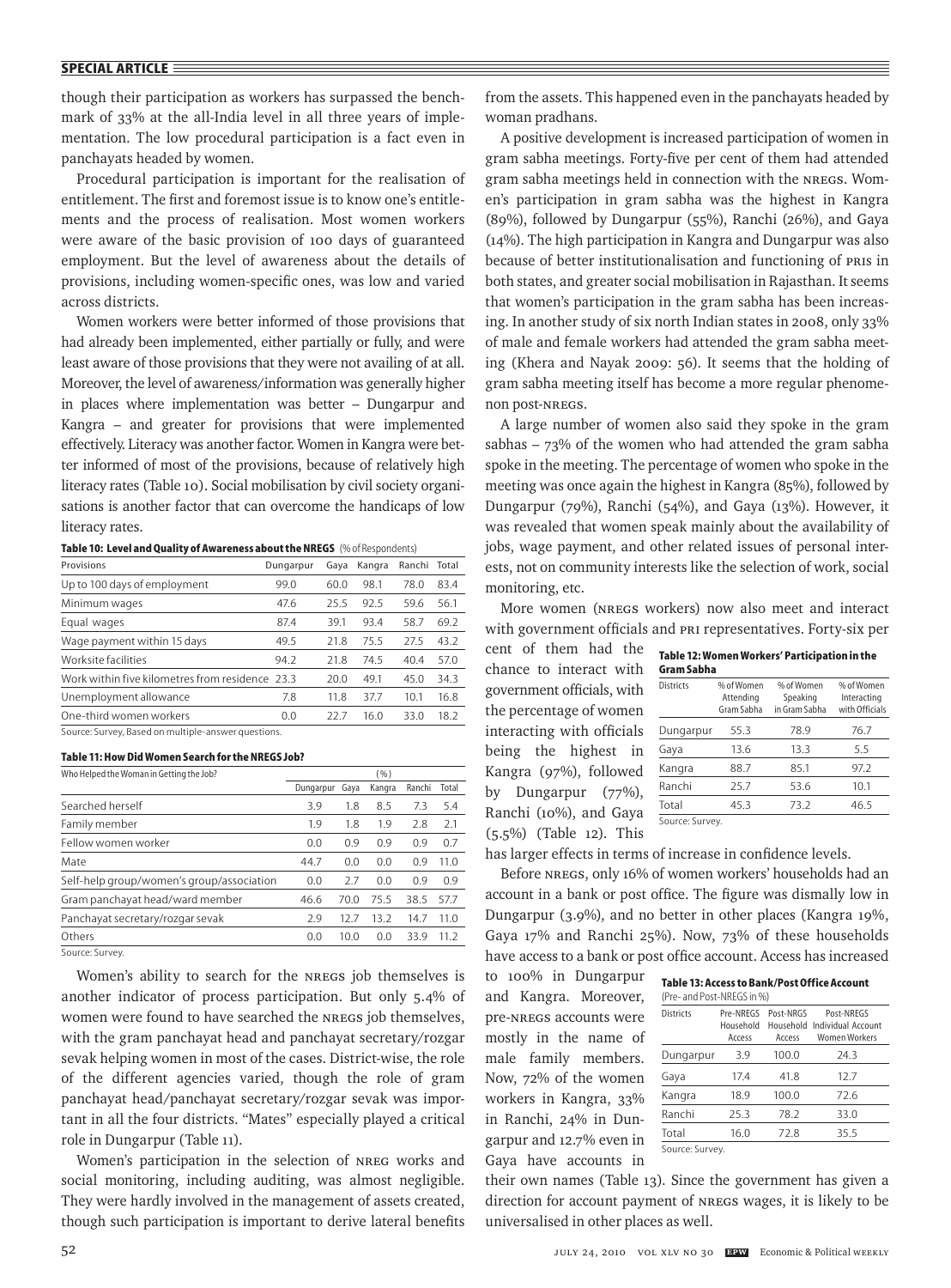though their participation as workers has surpassed the benchmark of 33% at the all-India level in all three years of implementation. The low procedural participation is a fact even in panchayats headed by women.

Procedural participation is important for the realisation of entitlement. The first and foremost issue is to know one's entitlements and the process of realisation. Most women workers were aware of the basic provision of 100 days of guaranteed employment. But the level of awareness about the details of provisions, including women-specific ones, was low and varied across districts.

Women workers were better informed of those provisions that had already been implemented, either partially or fully, and were least aware of those provisions that they were not availing of at all. Moreover, the level of awareness/information was generally higher in places where implementation was better – Dungarpur and Kangra – and greater for provisions that were implemented effectively. Literacy was another factor. Women in Kangra were better informed of most of the provisions, because of relatively high literacy rates (Table 10). Social mobilisation by civil society organisations is another factor that can overcome the handicaps of low literacy rates.

**Table 10: Level and Quality of Awareness about the NREGS** (% of Respondents)

| Provisions | Dungarpur | Gaya | Kangra | Ranchi | Total |
|---|---|---|---|---|---|
| Up to 100 days of employment | 99.0 | 60.0 | 98.1 | 78.0 | 83.4 |
| Minimum wages | 47.6 | 25.5 | 92.5 | 59.6 | 56.1 |
| Equal wages | 87.4 | 39.1 | 93.4 | 58.7 | 69.2 |
| Wage payment within 15 days | 49.5 | 21.8 | 75.5 | 27.5 | 43.2 |
| Worksite facilities | 94.2 | 21.8 | 74.5 | 40.4 | 57.0 |
| Work within five kilometres from residence | 23.3 | 20.0 | 49.1 | 45.0 | 34.3 |
| Unemployment allowance | 7.8 | 11.8 | 37.7 | 10.1 | 16.8 |
| One-third women workers | 0.0 | 22.7 | 16.0 | 33.0 | 18.2 |

Source: Survey, Based on multiple-answer questions.

**Table 11: How Did Women Search for the NREGS Job?**

| Who Helped the Woman in Getting the Job? | (%) | | | | |
|---|---|---|---|---|---|
| | Dungarpur | Gaya | Kangra | Ranchi | Total |
| Searched herself | 3.9 | 1.8 | 8.5 | 7.3 | 5.4 |
| Family member | 1.9 | 1.8 | 1.9 | 2.8 | 2.1 |
| Fellow women worker | 0.0 | 0.9 | 0.9 | 0.9 | 0.7 |
| Mate | 44.7 | 0.0 | 0.0 | 0.9 | 11.0 |
| Self-help group/women's group/association | 0.0 | 2.7 | 0.0 | 0.9 | 0.9 |
| Gram panchayat head/ward member | 46.6 | 70.0 | 75.5 | 38.5 | 57.7 |
| Panchayat secretary/rozgar sevak | 2.9 | 12.7 | 13.2 | 14.7 | 11.0 |
| Others | 0.0 | 10.0 | 0.0 | 33.9 | 11.2 |

Source: Survey.

Women's ability to search for the NREGS job themselves is another indicator of process participation. But only 5.4% of women were found to have searched the NREGS job themselves, with the gram panchayat head and panchayat secretary/rozgar sevak helping women in most of the cases. District-wise, the role of the different agencies varied, though the role of gram panchayat head/panchayat secretary/rozgar sevak was important in all the four districts. "Mates" especially played a critical role in Dungarpur (Table 11).

Women's participation in the selection of NREG works and social monitoring, including auditing, was almost negligible. They were hardly involved in the management of assets created, though such participation is important to derive lateral benefits from the assets. This happened even in the panchayats headed by woman pradhans.

A positive development is increased participation of women in gram sabha meetings. Forty-five per cent of them had attended gram sabha meetings held in connection with the NREGS. Women's participation in gram sabha was the highest in Kangra (89%), followed by Dungarpur (55%), Ranchi (26%), and Gaya (14%). The high participation in Kangra and Dungarpur was also because of better institutionalisation and functioning of PRIs in both states, and greater social mobilisation in Rajasthan. It seems that women's participation in the gram sabha has been increasing. In another study of six north Indian states in 2008, only 33% of male and female workers had attended the gram sabha meeting (Khera and Nayak 2009: 56). It seems that the holding of gram sabha meeting itself has become a more regular phenomenon post-NREGS.

A large number of women also said they spoke in the gram sabhas – 73% of the women who had attended the gram sabha spoke in the meeting. The percentage of women who spoke in the meeting was once again the highest in Kangra (85%), followed by Dungarpur (79%), Ranchi (54%), and Gaya (13%). However, it was revealed that women speak mainly about the availability of jobs, wage payment, and other related issues of personal interests, not on community interests like the selection of work, social monitoring, etc.

More women (NREGS workers) now also meet and interact with government officials and PRI representatives. Forty-six per cent of them had the chance to interact with government officials, with the percentage of women interacting with officials being the highest in Kangra (97%), followed by Dungarpur (77%), Ranchi (10%), and Gaya (5.5%) (Table 12). This has larger effects in terms of increase in confidence levels.

**Table 12: Women Workers' Participation in the Gram Sabha**

| Districts | % of Women Attending Gram Sabha | % of Women Speaking in Gram Sabha | % of Women Interacting with Officials |
|---|---|---|---|
| Dungarpur | 55.3 | 78.9 | 76.7 |
| Gaya | 13.6 | 13.3 | 5.5 |
| Kangra | 88.7 | 85.1 | 97.2 |
| Ranchi | 25.7 | 53.6 | 10.1 |
| Total | 45.3 | 73.2 | 46.5 |

Source: Survey.

Before NREGS, only 16% of women workers' households had an account in a bank or post office. The figure was dismally low in Dungarpur (3.9%), and no better in other places (Kangra 19%, Gaya 17% and Ranchi 25%). Now, 73% of these households have access to a bank or post office account. Access has increased to 100% in Dungarpur and Kangra. Moreover, pre-NREGS accounts were mostly in the name of male family members. Now, 72% of the women workers in Kangra, 33% in Ranchi, 24% in Dungarpur and 12.7% even in Gaya have accounts in their own names (Table 13). Since the government has given a direction for account payment of NREGS wages, it is likely to be universalised in other places as well.

**Table 13: Access to Bank/Post Office Account** (Pre- and Post-NREGS in %)

| Districts | Pre-NREGS Household Access | Post-NRGS Household Access | Post-NREGS Individual Account Women Workers |
|---|---|---|---|
| Dungarpur | 3.9 | 100.0 | 24.3 |
| Gaya | 17.4 | 41.8 | 12.7 |
| Kangra | 18.9 | 100.0 | 72.6 |
| Ranchi | 25.3 | 78.2 | 33.0 |
| Total | 16.0 | 72.8 | 35.5 |

Source: Survey.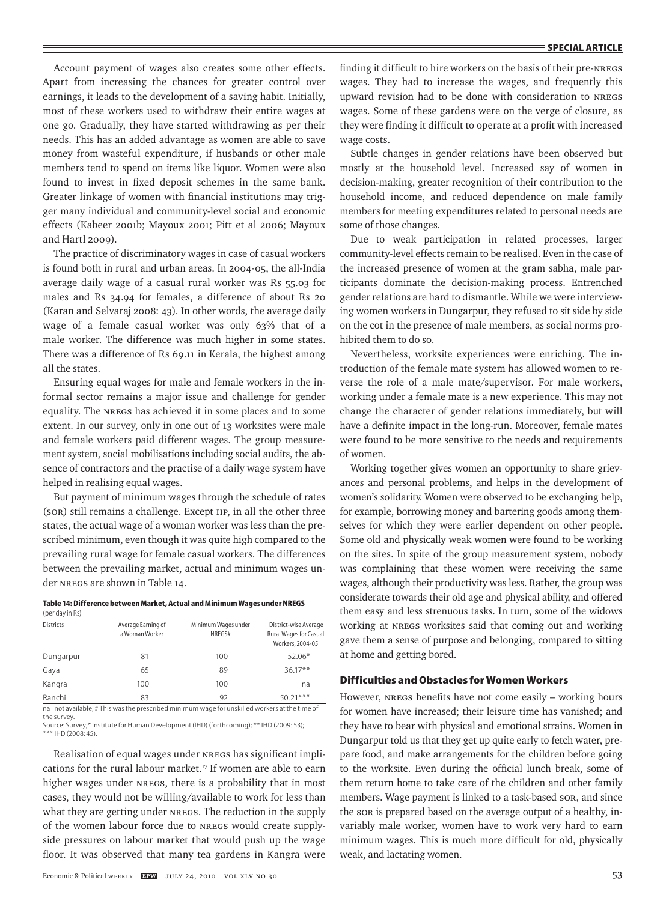Account payment of wages also creates some other effects. Apart from increasing the chances for greater control over earnings, it leads to the development of a saving habit. Initially, most of these workers used to withdraw their entire wages at one go. Gradually, they have started withdrawing as per their needs. This has an added advantage as women are able to save money from wasteful expenditure, if husbands or other male members tend to spend on items like liquor. Women were also found to invest in fixed deposit schemes in the same bank. Greater linkage of women with financial institutions may trigger many individual and community-level social and economic effects (Kabeer 2001b; Mayoux 2001; Pitt et al 2006; Mayoux and Hartl 2009).

The practice of discriminatory wages in case of casual workers is found both in rural and urban areas. In 2004-05, the all-India average daily wage of a casual rural worker was Rs 55.03 for males and Rs 34.94 for females, a difference of about Rs 20 (Karan and Selvaraj 2008: 43). In other words, the average daily wage of a female casual worker was only 63% that of a male worker. The difference was much higher in some states. There was a difference of Rs 69.11 in Kerala, the highest among all the states.

Ensuring equal wages for male and female workers in the informal sector remains a major issue and challenge for gender equality. The NREGS has achieved it in some places and to some extent. In our survey, only in one out of 13 worksites were male and female workers paid different wages. The group measurement system, social mobilisations including social audits, the absence of contractors and the practise of a daily wage system have helped in realising equal wages.

But payment of minimum wages through the schedule of rates (SOR) still remains a challenge. Except HP, in all the other three states, the actual wage of a woman worker was less than the prescribed minimum, even though it was quite high compared to the prevailing rural wage for female casual workers. The differences between the prevailing market, actual and minimum wages under NREGS are shown in Table 14.

**Table 14: Difference between Market, Actual and Minimum Wages under NREGS**
(per day in Rs)

| Districts | Average Earning of a Woman Worker | Minimum Wages under NREGS# | District-wise Average Rural Wages for Casual Workers, 2004-05 |
|---|---|---|---|
| Dungarpur | 81 | 100 | 52.06* |
| Gaya | 65 | 89 | 36.17** |
| Kangra | 100 | 100 | na |
| Ranchi | 83 | 92 | 50.21*** |

na not available; # This was the prescribed minimum wage for unskilled workers at the time of the survey.
Source: Survey;* Institute for Human Development (IHD) (forthcoming); ** IHD (2009: 53); *** IHD (2008: 45).

Realisation of equal wages under NREGS has significant implications for the rural labour market.[17] If women are able to earn higher wages under NREGS, there is a probability that in most cases, they would not be willing/available to work for less than what they are getting under NREGS. The reduction in the supply of the women labour force due to NREGS would create supply-side pressures on labour market that would push up the wage floor. It was observed that many tea gardens in Kangra were finding it difficult to hire workers on the basis of their pre-NREGS wages. They had to increase the wages, and frequently this upward revision had to be done with consideration to NREGS wages. Some of these gardens were on the verge of closure, as they were finding it difficult to operate at a profit with increased wage costs.

Subtle changes in gender relations have been observed but mostly at the household level. Increased say of women in decision-making, greater recognition of their contribution to the household income, and reduced dependence on male family members for meeting expenditures related to personal needs are some of those changes.

Due to weak participation in related processes, larger community-level effects remain to be realised. Even in the case of the increased presence of women at the gram sabha, male participants dominate the decision-making process. Entrenched gender relations are hard to dismantle. While we were interviewing women workers in Dungarpur, they refused to sit side by side on the cot in the presence of male members, as social norms prohibited them to do so.

Nevertheless, worksite experiences were enriching. The introduction of the female mate system has allowed women to reverse the role of a male mate/supervisor. For male workers, working under a female mate is a new experience. This may not change the character of gender relations immediately, but will have a definite impact in the long-run. Moreover, female mates were found to be more sensitive to the needs and requirements of women.

Working together gives women an opportunity to share grievances and personal problems, and helps in the development of women's solidarity. Women were observed to be exchanging help, for example, borrowing money and bartering goods among themselves for which they were earlier dependent on other people. Some old and physically weak women were found to be working on the sites. In spite of the group measurement system, nobody was complaining that these women were receiving the same wages, although their productivity was less. Rather, the group was considerate towards their old age and physical ability, and offered them easy and less strenuous tasks. In turn, some of the widows working at NREGS worksites said that coming out and working gave them a sense of purpose and belonging, compared to sitting at home and getting bored.

## Difficulties and Obstacles for Women Workers

However, NREGS benefits have not come easily – working hours for women have increased; their leisure time has vanished; and they have to bear with physical and emotional strains. Women in Dungarpur told us that they get up quite early to fetch water, prepare food, and make arrangements for the children before going to the worksite. Even during the official lunch break, some of them return home to take care of the children and other family members. Wage payment is linked to a task-based SOR, and since the SOR is prepared based on the average output of a healthy, invariably male worker, women have to work very hard to earn minimum wages. This is much more difficult for old, physically weak, and lactating women.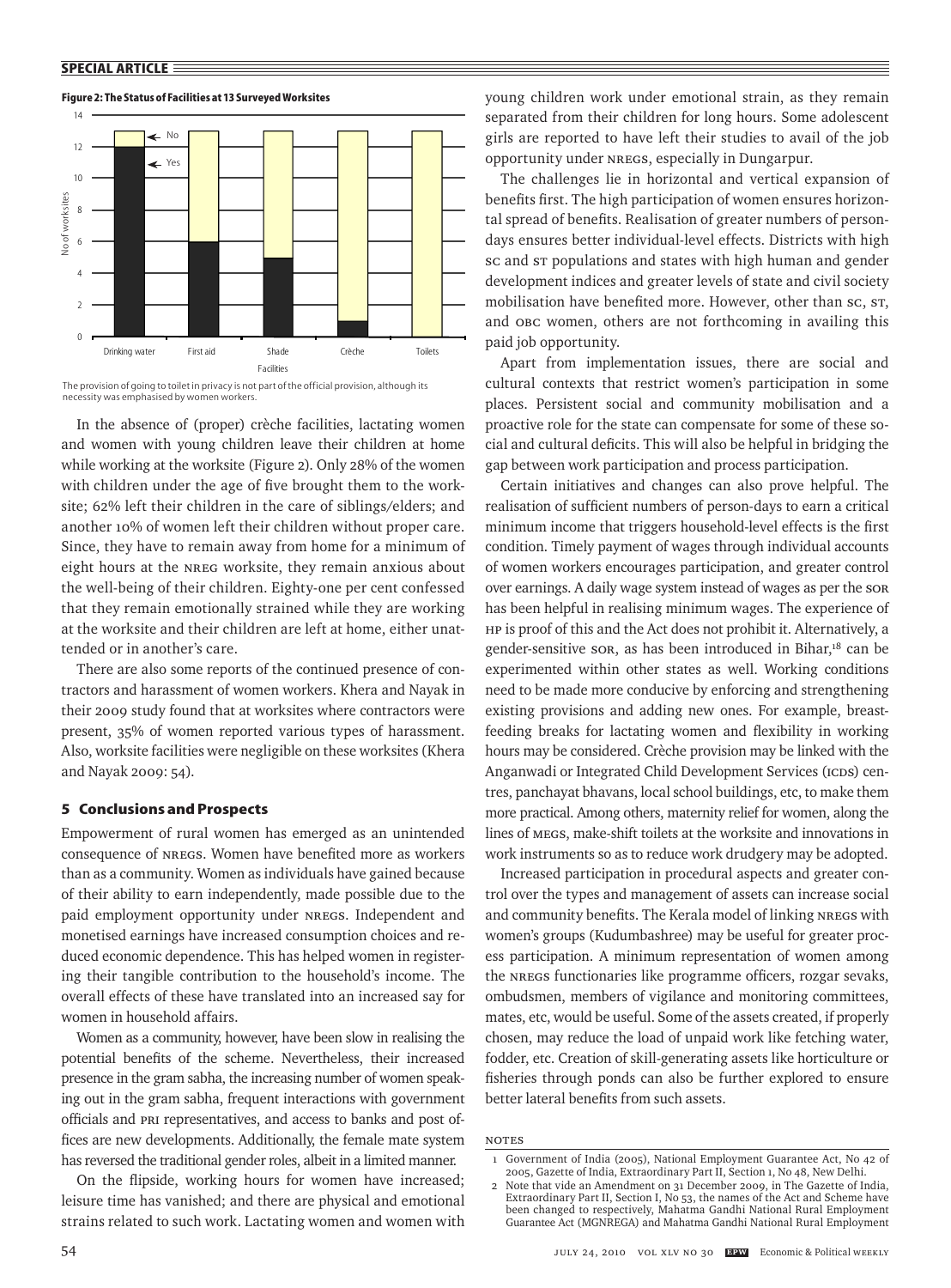**Figure 2: The Status of Facilities at 13 Surveyed Worksites**

The provision of going to toilet in privacy is not part of the official provision, although its necessity was emphasised by women workers.

In the absence of (proper) crèche facilities, lactating women and women with young children leave their children at home while working at the worksite (Figure 2). Only 28% of the women with children under the age of five brought them to the worksite; 62% left their children in the care of siblings/elders; and another 10% of women left their children without proper care. Since, they have to remain away from home for a minimum of eight hours at the NREG worksite, they remain anxious about the well-being of their children. Eighty-one per cent confessed that they remain emotionally strained while they are working at the worksite and their children are left at home, either unattended or in another's care.

There are also some reports of the continued presence of contractors and harassment of women workers. Khera and Nayak in their 2009 study found that at worksites where contractors were present, 35% of women reported various types of harassment. Also, worksite facilities were negligible on these worksites (Khera and Nayak 2009: 54).

## 5 Conclusions and Prospects

Empowerment of rural women has emerged as an unintended consequence of NREGS. Women have benefited more as workers than as a community. Women as individuals have gained because of their ability to earn independently, made possible due to the paid employment opportunity under NREGS. Independent and monetised earnings have increased consumption choices and reduced economic dependence. This has helped women in registering their tangible contribution to the household's income. The overall effects of these have translated into an increased say for women in household affairs.

Women as a community, however, have been slow in realising the potential benefits of the scheme. Nevertheless, their increased presence in the gram sabha, the increasing number of women speaking out in the gram sabha, frequent interactions with government officials and PRI representatives, and access to banks and post offices are new developments. Additionally, the female mate system has reversed the traditional gender roles, albeit in a limited manner.

On the flipside, working hours for women have increased; leisure time has vanished; and there are physical and emotional strains related to such work. Lactating women and women with young children work under emotional strain, as they remain separated from their children for long hours. Some adolescent girls are reported to have left their studies to avail of the job opportunity under NREGS, especially in Dungarpur.

The challenges lie in horizontal and vertical expansion of benefits first. The high participation of women ensures horizontal spread of benefits. Realisation of greater numbers of person-days ensures better individual-level effects. Districts with high SC and ST populations and states with high human and gender development indices and greater levels of state and civil society mobilisation have benefited more. However, other than SC, ST, and OBC women, others are not forthcoming in availing this paid job opportunity.

Apart from implementation issues, there are social and cultural contexts that restrict women's participation in some places. Persistent social and community mobilisation and a proactive role for the state can compensate for some of these social and cultural deficits. This will also be helpful in bridging the gap between work participation and process participation.

Certain initiatives and changes can also prove helpful. The realisation of sufficient numbers of person-days to earn a critical minimum income that triggers household-level effects is the first condition. Timely payment of wages through individual accounts of women workers encourages participation, and greater control over earnings. A daily wage system instead of wages as per the SOR has been helpful in realising minimum wages. The experience of HP is proof of this and the Act does not prohibit it. Alternatively, a gender-sensitive SOR, as has been introduced in Bihar,[18] can be experimented within other states as well. Working conditions need to be made more conducive by enforcing and strengthening existing provisions and adding new ones. For example, breastfeeding breaks for lactating women and flexibility in working hours may be considered. Crèche provision may be linked with the Anganwadi or Integrated Child Development Services (ICDS) centres, panchayat bhavans, local school buildings, etc, to make them more practical. Among others, maternity relief for women, along the lines of MEGS, make-shift toilets at the worksite and innovations in work instruments so as to reduce work drudgery may be adopted.

Increased participation in procedural aspects and greater control over the types and management of assets can increase social and community benefits. The Kerala model of linking NREGS with women's groups (Kudumbashree) may be useful for greater process participation. A minimum representation of women among the NREGS functionaries like programme officers, rozgar sevaks, ombudsmen, members of vigilance and monitoring committees, mates, etc, would be useful. Some of the assets created, if properly chosen, may reduce the load of unpaid work like fetching water, fodder, etc. Creation of skill-generating assets like horticulture or fisheries through ponds can also be further explored to ensure better lateral benefits from such assets.

NOTES

1 Government of India (2005), National Employment Guarantee Act, No 42 of 2005, Gazette of India, Extraordinary Part II, Section 1, No 48, New Delhi.

2 Note that vide an Amendment on 31 December 2009, in The Gazette of India, Extraordinary Part II, Section I, No 53, the names of the Act and Scheme have been changed to respectively, Mahatma Gandhi National Rural Employment Guarantee Act (MGNREGA) and Mahatma Gandhi National Rural Employment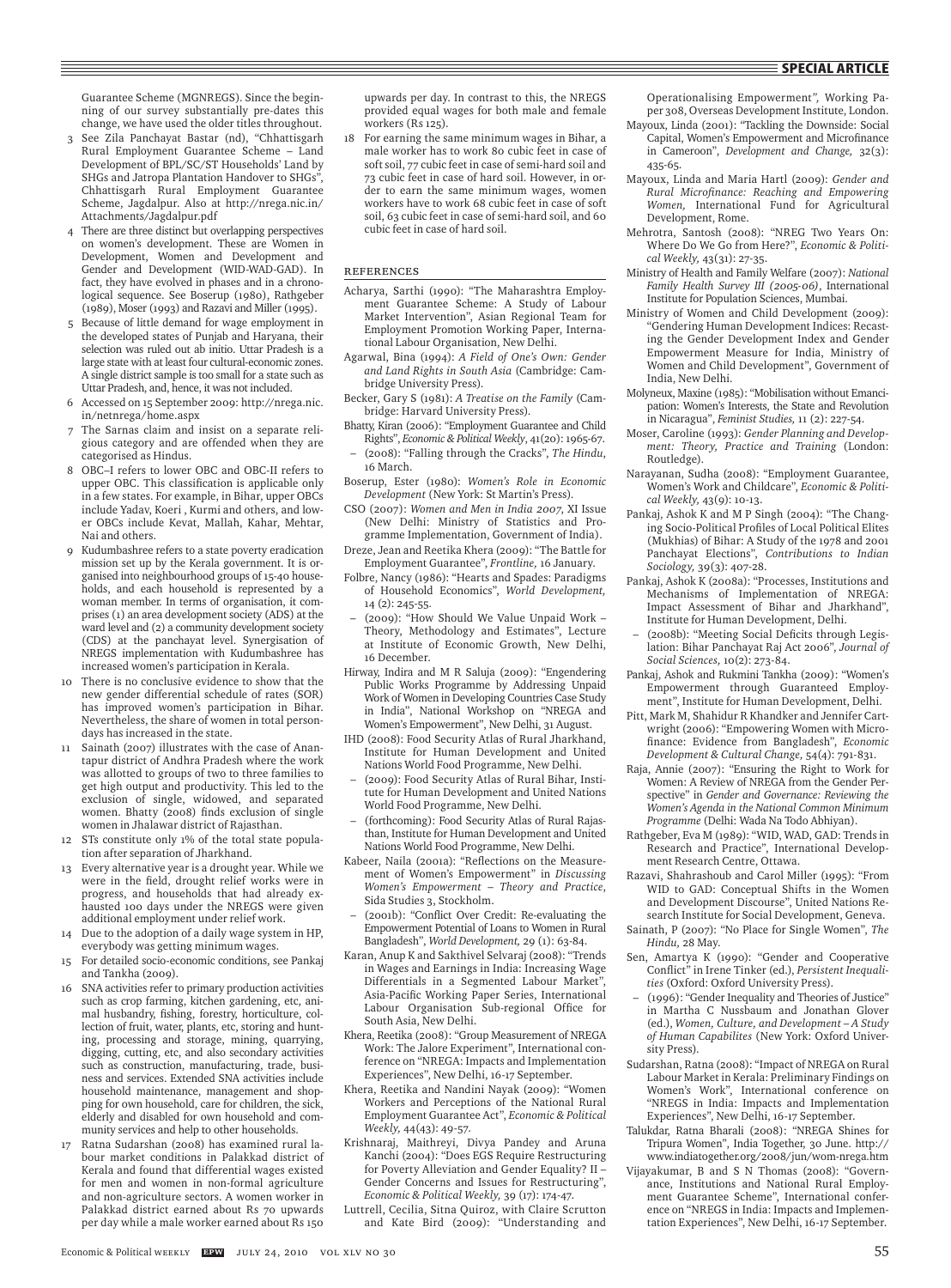Guarantee Scheme (MGNREGS). Since the beginning of our survey substantially pre-dates this change, we have used the older titles throughout.

3 See Zila Panchayat Bastar (nd), "Chhattisgarh Rural Employment Guarantee Scheme – Land Development of BPL/SC/ST Households' Land by SHGs and Jatropa Plantation Handover to SHGs", Chhattisgarh Rural Employment Guarantee Scheme, Jagdalpur. Also at http://nrega.nic.in/Attachments/Jagdalpur.pdf

4 There are three distinct but overlapping perspectives on women's development. These are Women in Development, Women and Development and Gender and Development (WID-WAD-GAD). In fact, they have evolved in phases and in a chronological sequence. See Boserup (1980), Rathgeber (1989), Moser (1993) and Razavi and Miller (1995).

5 Because of little demand for wage employment in the developed states of Punjab and Haryana, their selection was ruled out ab initio. Uttar Pradesh is a large state with at least four cultural-economic zones. A single district sample is too small for a state such as Uttar Pradesh, and, hence, it was not included.

6 Accessed on 15 September 2009: http://nrega.nic.in/netnrega/home.aspx

7 The Sarnas claim and insist on a separate religious category and are offended when they are categorised as Hindus.

8 OBC–I refers to lower OBC and OBC-II refers to upper OBC. This classification is applicable only in a few states. For example, in Bihar, upper OBCs include Yadav, Koeri , Kurmi and others, and lower OBCs include Kevat, Mallah, Kahar, Mehtar, Nai and others.

9 Kudumbashree refers to a state poverty eradication mission set up by the Kerala government. It is organised into neighbourhood groups of 15-40 households, and each household is represented by a woman member. In terms of organisation, it comprises (1) an area development society (ADS) at the ward level and (2) a community development society (CDS) at the panchayat level. Synergisation of NREGS implementation with Kudumbashree has increased women's participation in Kerala.

10 There is no conclusive evidence to show that the new gender differential schedule of rates (SOR) has improved women's participation in Bihar. Nevertheless, the share of women in total person-days has increased in the state.

11 Sainath (2007) illustrates with the case of Anantapur district of Andhra Pradesh where the work was allotted to groups of two to three families to get high output and productivity. This led to the exclusion of single, widowed, and separated women. Bhatty (2008) finds exclusion of single women in Jhalawar district of Rajasthan.

12 STs constitute only 1% of the total state population after separation of Jharkhand.

13 Every alternative year is a drought year. While we were in the field, drought relief works were in progress, and households that had already exhausted 100 days under the NREGS were given additional employment under relief work.

14 Due to the adoption of a daily wage system in HP, everybody was getting minimum wages.

15 For detailed socio-economic conditions, see Pankaj and Tankha (2009).

16 SNA activities refer to primary production activities such as crop farming, kitchen gardening, etc, animal husbandry, fishing, forestry, horticulture, collection of fruit, water, plants, etc, storing and hunting, processing and storage, mining, quarrying, digging, cutting, etc, and also secondary activities such as construction, manufacturing, trade, business and services. Extended SNA activities include household maintenance, management and shopping for own household, care for children, the sick, elderly and disabled for own household and community services and help to other households.

17 Ratna Sudarshan (2008) has examined rural labour market conditions in Palakkad district of Kerala and found that differential wages existed for men and women in non-formal agriculture and non-agriculture sectors. A women worker in Palakkad district earned about Rs 70 upwards per day while a male worker earned about Rs 150 upwards per day. In contrast to this, the NREGS provided equal wages for both male and female workers (Rs 125).

18 For earning the same minimum wages in Bihar, a male worker has to work 80 cubic feet in case of soft soil, 77 cubic feet in case of semi-hard soil and 73 cubic feet in case of hard soil. However, in order to earn the same minimum wages, women workers have to work 68 cubic feet in case of soft soil, 63 cubic feet in case of semi-hard soil, and 60 cubic feet in case of hard soil.

## References

Acharya, Sarthi (1990): "The Maharashtra Employment Guarantee Scheme: A Study of Labour Market Intervention", Asian Regional Team for Employment Promotion Working Paper, International Labour Organisation, New Delhi.

Agarwal, Bina (1994): *A Field of One's Own: Gender and Land Rights in South Asia* (Cambridge: Cambridge University Press).

Becker, Gary S (1981): *A Treatise on the Family* (Cambridge: Harvard University Press).

Bhatty, Kiran (2006): "Employment Guarantee and Child Rights", *Economic & Political Weekly*, 41(20): 1965-67.

– (2008): "Falling through the Cracks", *The Hindu*, 16 March.

Boserup, Ester (1980): *Women's Role in Economic Development* (New York: St Martin's Press).

CSO (2007): *Women and Men in India 2007*, XI Issue (New Delhi: Ministry of Statistics and Programme Implementation, Government of India).

Dreze, Jean and Reetika Khera (2009): "The Battle for Employment Guarantee", *Frontline*, 16 January.

Folbre, Nancy (1986): "Hearts and Spades: Paradigms of Household Economics", *World Development*, 14 (2): 245-55.

– (2009): "How Should We Value Unpaid Work – Theory, Methodology and Estimates", Lecture at Institute of Economic Growth, New Delhi, 16 December.

Hirway, Indira and M R Saluja (2009): "Engendering Public Works Programme by Addressing Unpaid Work of Women in Developing Countries Case Study in India", National Workshop on "NREGA and Women's Empowerment", New Delhi, 31 August.

IHD (2008): Food Security Atlas of Rural Jharkhand, Institute for Human Development and United Nations World Food Programme, New Delhi.

– (2009): Food Security Atlas of Rural Bihar, Institute for Human Development and United Nations World Food Programme, New Delhi.

– (forthcoming): Food Security Atlas of Rural Rajasthan, Institute for Human Development and United Nations World Food Programme, New Delhi.

Kabeer, Naila (2001a): "Reflections on the Measurement of Women's Empowerment" in *Discussing Women's Empowerment – Theory and Practice*, Sida Studies 3, Stockholm.

– (2001b): "Conflict Over Credit: Re-evaluating the Empowerment Potential of Loans to Women in Rural Bangladesh", *World Development,* 29 (1): 63-84.

Karan, Anup K and Sakthivel Selvaraj (2008): "Trends in Wages and Earnings in India: Increasing Wage Differentials in a Segmented Labour Market", Asia-Pacific Working Paper Series, International Labour Organisation Sub-regional Office for South Asia, New Delhi.

Khera, Reetika (2008): "Group Measurement of NREGA Work: The Jalore Experiment", International conference on "NREGA: Impacts and Implementation Experiences", New Delhi, 16-17 September.

Khera, Reetika and Nandini Nayak (2009): "Women Workers and Perceptions of the National Rural Employment Guarantee Act", *Economic & Political Weekly,* 44(43): 49-57.

Krishnaraj, Maithreyi, Divya Pandey and Aruna Kanchi (2004): "Does EGS Require Restructuring for Poverty Alleviation and Gender Equality? II – Gender Concerns and Issues for Restructuring", *Economic & Political Weekly,* 39 (17): 174-47.

Luttrell, Cecilia, Sitna Quiroz, with Claire Scrutton and Kate Bird (2009): "Understanding and Operationalising Empowerment*",* Working Paper 308, Overseas Development Institute, London.

Mayoux, Linda (2001): "Tackling the Downside: Social Capital, Women's Empowerment and Microfinance in Cameroon", *Development and Change,* 32(3): 435-65.

Mayoux, Linda and Maria Hartl (2009): *Gender and Rural Microfinance: Reaching and Empowering Women,* International Fund for Agricultural Development, Rome.

Mehrotra, Santosh (2008): "NREG Two Years On: Where Do We Go from Here?", *Economic & Political Weekly,* 43(31): 27-35.

Ministry of Health and Family Welfare (2007): *National Family Health Survey III (2005-06)*, International Institute for Population Sciences, Mumbai.

Ministry of Women and Child Development (2009): "Gendering Human Development Indices: Recasting the Gender Development Index and Gender Empowerment Measure for India, Ministry of Women and Child Development", Government of India, New Delhi.

Molyneux, Maxine (1985): "Mobilisation without Emancipation: Women's Interests, the State and Revolution in Nicaragua", *Feminist Studies,* 11 (2): 227-54.

Moser, Caroline (1993): *Gender Planning and Development: Theory, Practice and Training* (London: Routledge).

Narayanan, Sudha (2008): "Employment Guarantee, Women's Work and Childcare", *Economic & Political Weekly,* 43(9): 10-13.

Pankaj, Ashok K and M P Singh (2004): "The Changing Socio-Political Profiles of Local Political Elites (Mukhias) of Bihar: A Study of the 1978 and 2001 Panchayat Elections", *Contributions to Indian Sociology,* 39(3): 407-28.

Pankaj, Ashok K (2008a): "Processes, Institutions and Mechanisms of Implementation of NREGA: Impact Assessment of Bihar and Jharkhand", Institute for Human Development, Delhi.

– (2008b): "Meeting Social Deficits through Legislation: Bihar Panchayat Raj Act 2006", *Journal of Social Sciences,* 10(2): 273-84.

Pankaj, Ashok and Rukmini Tankha (2009): "Women's Empowerment through Guaranteed Employment", Institute for Human Development, Delhi.

Pitt, Mark M, Shahidur R Khandker and Jennifer Cartwright (2006): "Empowering Women with Microfinance: Evidence from Bangladesh", *Economic Development & Cultural Change,* 54(4): 791-831.

Raja, Annie (2007): "Ensuring the Right to Work for Women: A Review of NREGA from the Gender Perspective" in *Gender and Governance: Reviewing the Women's Agenda in the National Common Minimum Programme* (Delhi: Wada Na Todo Abhiyan).

Rathgeber, Eva M (1989): "WID, WAD, GAD: Trends in Research and Practice", International Development Research Centre, Ottawa.

Razavi, Shahrashoub and Carol Miller (1995): "From WID to GAD: Conceptual Shifts in the Women and Development Discourse", United Nations Research Institute for Social Development, Geneva.

Sainath, P (2007): "No Place for Single Women", *The Hindu,* 28 May.

Sen, Amartya K (1990): "Gender and Cooperative Conflict" in Irene Tinker (ed.), *Persistent Inequalities* (Oxford: Oxford University Press).

– (1996): "Gender Inequality and Theories of Justice" in Martha C Nussbaum and Jonathan Glover (ed.), *Women, Culture, and Development – A Study of Human Capabilites* (New York: Oxford University Press).

Sudarshan, Ratna (2008): "Impact of NREGA on Rural Labour Market in Kerala: Preliminary Findings on Women's Work", International conference on "NREGS in India: Impacts and Implementation Experiences", New Delhi, 16-17 September.

Talukdar, Ratna Bharali (2008): "NREGA Shines for Tripura Women", India Together, 30 June. http://www.indiatogether.org/2008/jun/wom-nrega.htm

Vijayakumar, B and S N Thomas (2008): "Governance, Institutions and National Rural Employment Guarantee Scheme", International conference on "NREGS in India: Impacts and Implementation Experiences", New Delhi, 16-17 September.